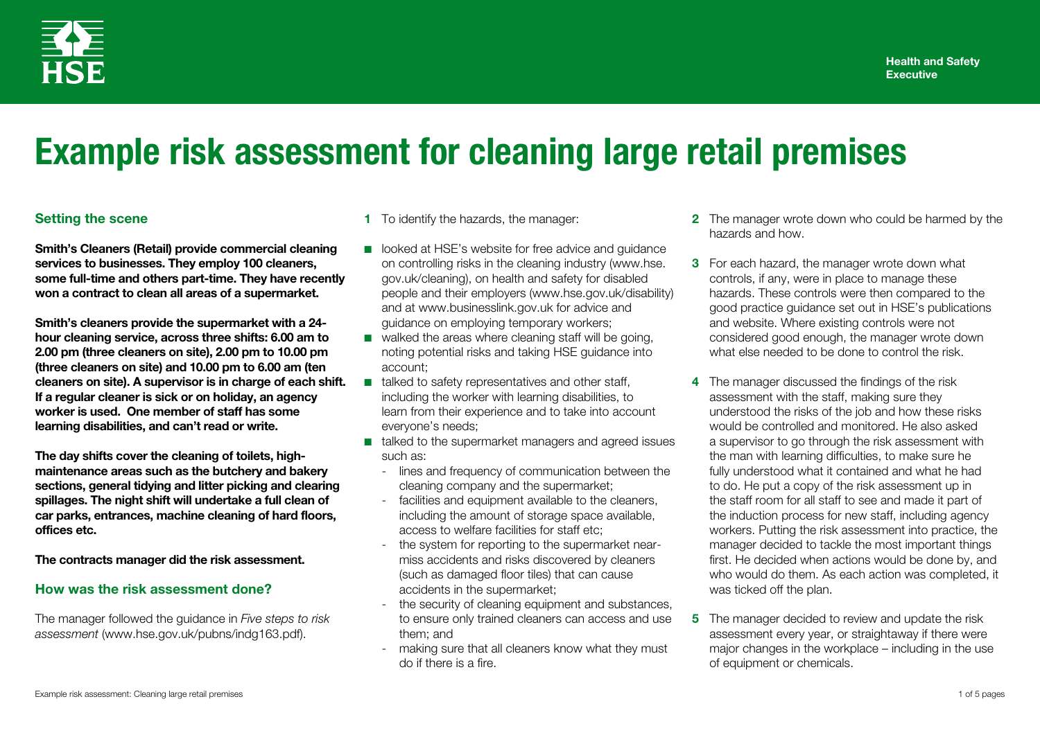Health and Safety Executive

# Example risk assessment for cleaning large retail premises

## Setting the scene

**Smith's Cleaners (Retail) provide commercial cleaning services to businesses. They employ 100 cleaners, some full-time and others part-time. They have recently won a contract to clean all areas of a supermarket.**

**Smith's cleaners provide the supermarket with a 24-hour cleaning service, across three shifts: 6.00 am to 2.00 pm (three cleaners on site), 2.00 pm to 10.00 pm (three cleaners on site) and 10.00 pm to 6.00 am (ten cleaners on site). A supervisor is in charge of each shift. If a regular cleaner is sick or on holiday, an agency worker is used. One member of staff has some learning disabilities, and can't read or write.**

**The day shifts cover the cleaning of toilets, high-maintenance areas such as the butchery and bakery sections, general tidying and litter picking and clearing spillages. The night shift will undertake a full clean of car parks, entrances, machine cleaning of hard floors, offices etc.**

**The contracts manager did the risk assessment.**

## How was the risk assessment done?

The manager followed the guidance in *Five steps to risk assessment* (www.hse.gov.uk/pubns/indg163.pdf).

**1** To identify the hazards, the manager:

- looked at HSE's website for free advice and guidance on controlling risks in the cleaning industry (www.hse.gov.uk/cleaning), on health and safety for disabled people and their employers (www.hse.gov.uk/disability) and at www.businesslink.gov.uk for advice and guidance on employing temporary workers;
- walked the areas where cleaning staff will be going, noting potential risks and taking HSE guidance into account;
- talked to safety representatives and other staff, including the worker with learning disabilities, to learn from their experience and to take into account everyone's needs;
- talked to the supermarket managers and agreed issues such as:
  - lines and frequency of communication between the cleaning company and the supermarket;
  - facilities and equipment available to the cleaners, including the amount of storage space available, access to welfare facilities for staff etc;
  - the system for reporting to the supermarket near-miss accidents and risks discovered by cleaners (such as damaged floor tiles) that can cause accidents in the supermarket;
  - the security of cleaning equipment and substances, to ensure only trained cleaners can access and use them; and
  - making sure that all cleaners know what they must do if there is a fire.

**2** The manager wrote down who could be harmed by the hazards and how.

**3** For each hazard, the manager wrote down what controls, if any, were in place to manage these hazards. These controls were then compared to the good practice guidance set out in HSE's publications and website. Where existing controls were not considered good enough, the manager wrote down what else needed to be done to control the risk.

**4** The manager discussed the findings of the risk assessment with the staff, making sure they understood the risks of the job and how these risks would be controlled and monitored. He also asked a supervisor to go through the risk assessment with the man with learning difficulties, to make sure he fully understood what it contained and what he had to do. He put a copy of the risk assessment up in the staff room for all staff to see and made it part of the induction process for new staff, including agency workers. Putting the risk assessment into practice, the manager decided to tackle the most important things first. He decided when actions would be done by, and who would do them. As each action was completed, it was ticked off the plan.

**5** The manager decided to review and update the risk assessment every year, or straightaway if there were major changes in the workplace – including in the use of equipment or chemicals.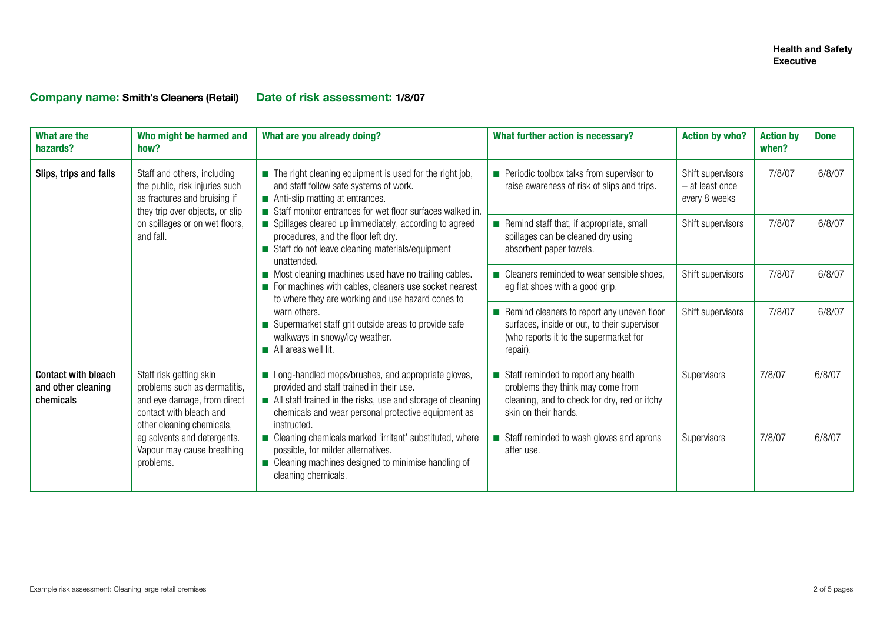**Company name: Smith's Cleaners (Retail)** **Date of risk assessment: 1/8/07**

| What are the hazards? | Who might be harmed and how? | What are you already doing? | What further action is necessary? | Action by who? | Action by when? | Done |
|---|---|---|---|---|---|---|
| Slips, trips and falls | Staff and others, including the public, risk injuries such as fractures and bruising if they trip over objects, or slip on spillages or on wet floors, and fall. | ■ The right cleaning equipment is used for the right job, and staff follow safe systems of work. ■ Anti-slip matting at entrances. ■ Staff monitor entrances for wet floor surfaces walked in. ■ Spillages cleared up immediately, according to agreed procedures, and the floor left dry. ■ Staff do not leave cleaning materials/equipment unattended. ■ Most cleaning machines used have no trailing cables. ■ For machines with cables, cleaners use socket nearest to where they are working and use hazard cones to warn others. ■ Supermarket staff grit outside areas to provide safe walkways in snowy/icy weather. ■ All areas well lit. | ■ Periodic toolbox talks from supervisor to raise awareness of risk of slips and trips. | Shift supervisors – at least once every 8 weeks | 7/8/07 | 6/8/07 |
| | | | ■ Remind staff that, if appropriate, small spillages can be cleaned dry using absorbent paper towels. | Shift supervisors | 7/8/07 | 6/8/07 |
| | | | ■ Cleaners reminded to wear sensible shoes, eg flat shoes with a good grip. | Shift supervisors | 7/8/07 | 6/8/07 |
| | | | ■ Remind cleaners to report any uneven floor surfaces, inside or out, to their supervisor (who reports it to the supermarket for repair). | Shift supervisors | 7/8/07 | 6/8/07 |
| Contact with bleach and other cleaning chemicals | Staff risk getting skin problems such as dermatitis, and eye damage, from direct contact with bleach and other cleaning chemicals, eg solvents and detergents. Vapour may cause breathing problems. | ■ Long-handled mops/brushes, and appropriate gloves, provided and staff trained in their use. ■ All staff trained in the risks, use and storage of cleaning chemicals and wear personal protective equipment as instructed. ■ Cleaning chemicals marked 'irritant' substituted, where possible, for milder alternatives. ■ Cleaning machines designed to minimise handling of cleaning chemicals. | ■ Staff reminded to report any health problems they think may come from cleaning, and to check for dry, red or itchy skin on their hands. | Supervisors | 7/8/07 | 6/8/07 |
| | | | ■ Staff reminded to wash gloves and aprons after use. | Supervisors | 7/8/07 | 6/8/07 |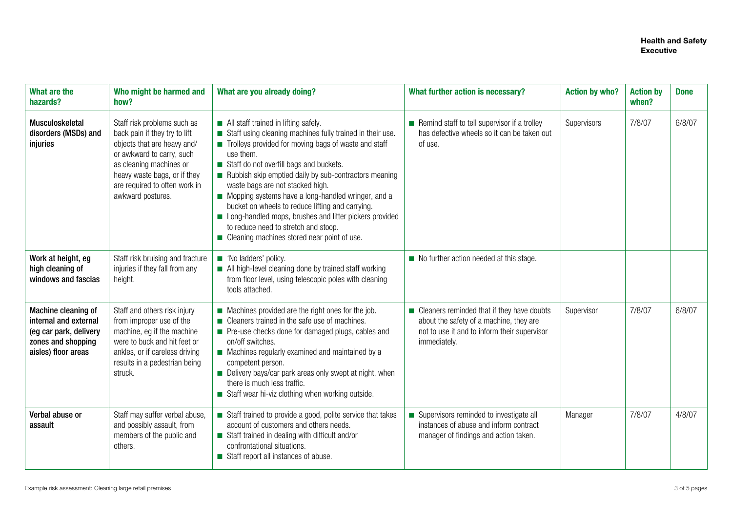| What are the hazards? | Who might be harmed and how? | What are you already doing? | What further action is necessary? | Action by who? | Action by when? | Done |
|---|---|---|---|---|---|---|
| **Musculoskeletal disorders (MSDs) and injuries** | Staff risk problems such as back pain if they try to lift objects that are heavy and/ or awkward to carry, such as cleaning machines or heavy waste bags, or if they are required to often work in awkward postures. | ■ All staff trained in lifting safely.<br>■ Staff using cleaning machines fully trained in their use.<br>■ Trolleys provided for moving bags of waste and staff use them.<br>■ Staff do not overfill bags and buckets.<br>■ Rubbish skip emptied daily by sub-contractors meaning waste bags are not stacked high.<br>■ Mopping systems have a long-handled wringer, and a bucket on wheels to reduce lifting and carrying.<br>■ Long-handled mops, brushes and litter pickers provided to reduce need to stretch and stoop.<br>■ Cleaning machines stored near point of use. | ■ Remind staff to tell supervisor if a trolley has defective wheels so it can be taken out of use. | Supervisors | 7/8/07 | 6/8/07 |
| **Work at height, eg high cleaning of windows and fascias** | Staff risk bruising and fracture injuries if they fall from any height. | ■ 'No ladders' policy.<br>■ All high-level cleaning done by trained staff working from floor level, using telescopic poles with cleaning tools attached. | ■ No further action needed at this stage. | | | |
| **Machine cleaning of internal and external (eg car park, delivery zones and shopping aisles) floor areas** | Staff and others risk injury from improper use of the machine, eg if the machine were to buck and hit feet or ankles, or if careless driving results in a pedestrian being struck. | ■ Machines provided are the right ones for the job.<br>■ Cleaners trained in the safe use of machines.<br>■ Pre-use checks done for damaged plugs, cables and on/off switches.<br>■ Machines regularly examined and maintained by a competent person.<br>■ Delivery bays/car park areas only swept at night, when there is much less traffic.<br>■ Staff wear hi-viz clothing when working outside. | ■ Cleaners reminded that if they have doubts about the safety of a machine, they are not to use it and to inform their supervisor immediately. | Supervisor | 7/8/07 | 6/8/07 |
| **Verbal abuse or assault** | Staff may suffer verbal abuse, and possibly assault, from members of the public and others. | ■ Staff trained to provide a good, polite service that takes account of customers and others needs.<br>■ Staff trained in dealing with difficult and/or confrontational situations.<br>■ Staff report all instances of abuse. | ■ Supervisors reminded to investigate all instances of abuse and inform contract manager of findings and action taken. | Manager | 7/8/07 | 4/8/07 |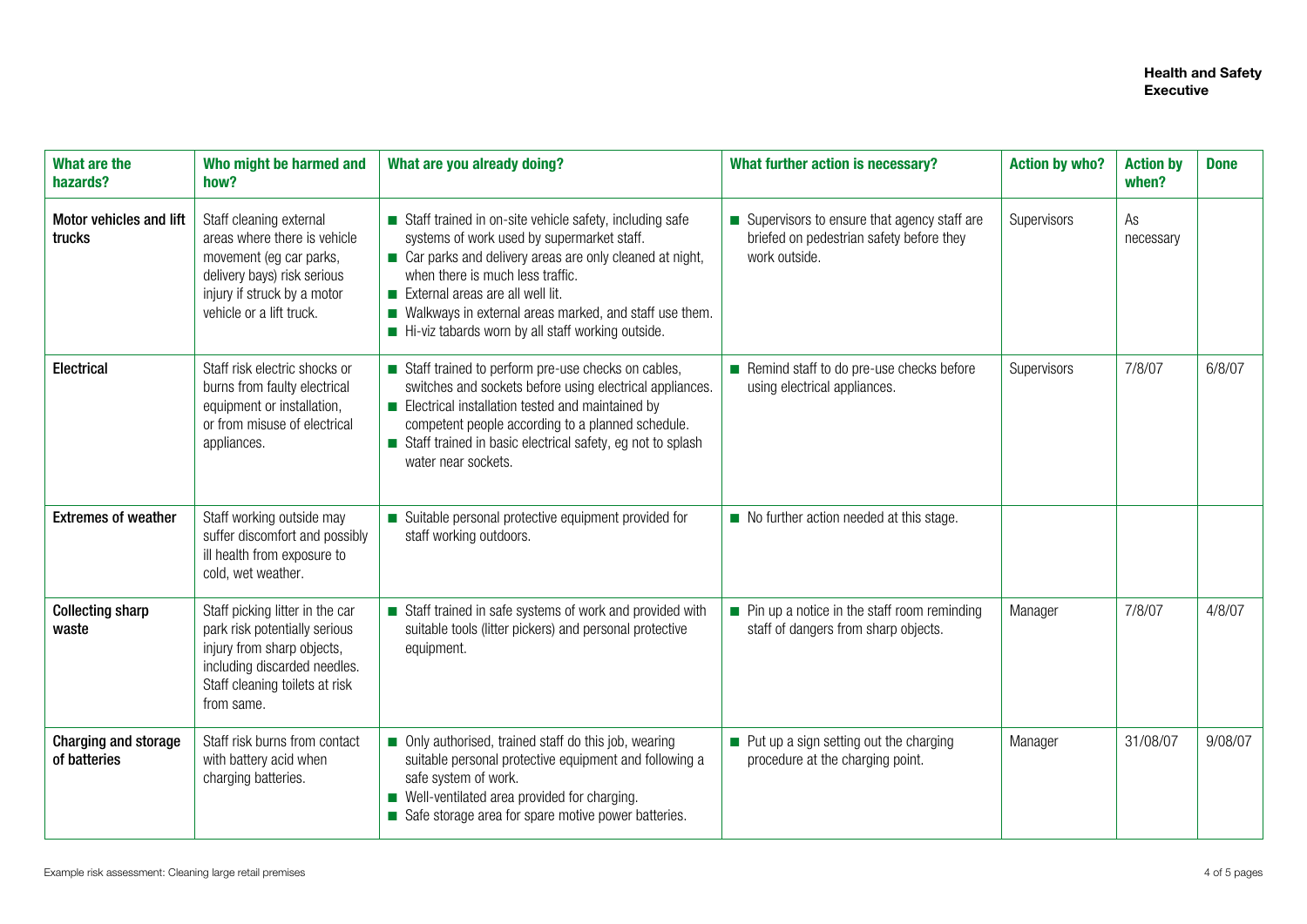| What are the hazards? | Who might be harmed and how? | What are you already doing? | What further action is necessary? | Action by who? | Action by when? | Done |
|---|---|---|---|---|---|---|
| **Motor vehicles and lift trucks** | Staff cleaning external areas where there is vehicle movement (eg car parks, delivery bays) risk serious injury if struck by a motor vehicle or a lift truck. | ■ Staff trained in on-site vehicle safety, including safe systems of work used by supermarket staff.<br>■ Car parks and delivery areas are only cleaned at night, when there is much less traffic.<br>■ External areas are all well lit.<br>■ Walkways in external areas marked, and staff use them.<br>■ Hi-viz tabards worn by all staff working outside. | ■ Supervisors to ensure that agency staff are briefed on pedestrian safety before they work outside. | Supervisors | As necessary | |
| **Electrical** | Staff risk electric shocks or burns from faulty electrical equipment or installation, or from misuse of electrical appliances. | ■ Staff trained to perform pre-use checks on cables, switches and sockets before using electrical appliances.<br>■ Electrical installation tested and maintained by competent people according to a planned schedule.<br>■ Staff trained in basic electrical safety, eg not to splash water near sockets. | ■ Remind staff to do pre-use checks before using electrical appliances. | Supervisors | 7/8/07 | 6/8/07 |
| **Extremes of weather** | Staff working outside may suffer discomfort and possibly ill health from exposure to cold, wet weather. | ■ Suitable personal protective equipment provided for staff working outdoors. | ■ No further action needed at this stage. | | | |
| **Collecting sharp waste** | Staff picking litter in the car park risk potentially serious injury from sharp objects, including discarded needles. Staff cleaning toilets at risk from same. | ■ Staff trained in safe systems of work and provided with suitable tools (litter pickers) and personal protective equipment. | ■ Pin up a notice in the staff room reminding staff of dangers from sharp objects. | Manager | 7/8/07 | 4/8/07 |
| **Charging and storage of batteries** | Staff risk burns from contact with battery acid when charging batteries. | ■ Only authorised, trained staff do this job, wearing suitable personal protective equipment and following a safe system of work.<br>■ Well-ventilated area provided for charging.<br>■ Safe storage area for spare motive power batteries. | ■ Put up a sign setting out the charging procedure at the charging point. | Manager | 31/08/07 | 9/08/07 |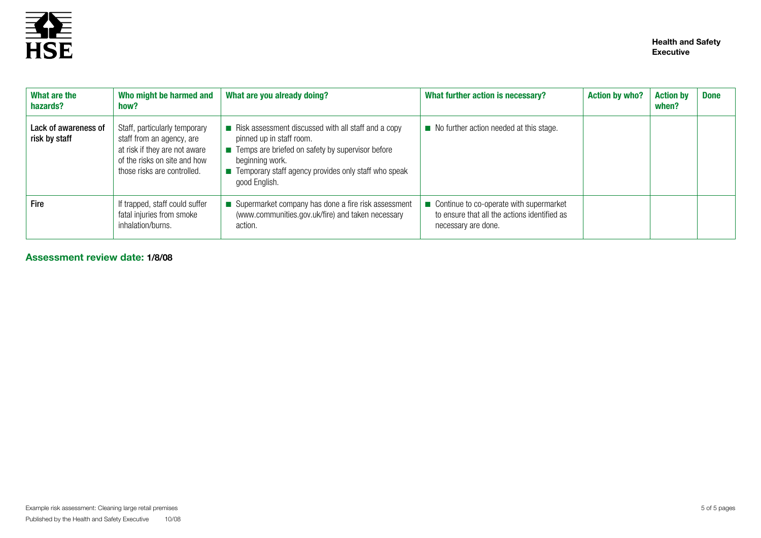| What are the hazards? | Who might be harmed and how? | What are you already doing? | What further action is necessary? | Action by who? | Action by when? | Done |
|---|---|---|---|---|---|---|
| **Lack of awareness of risk by staff** | Staff, particularly temporary staff from an agency, are at risk if they are not aware of the risks on site and how those risks are controlled. | ■ Risk assessment discussed with all staff and a copy pinned up in staff room.<br>■ Temps are briefed on safety by supervisor before beginning work.<br>■ Temporary staff agency provides only staff who speak good English. | ■ No further action needed at this stage. | | | |
| **Fire** | If trapped, staff could suffer fatal injuries from smoke inhalation/burns. | ■ Supermarket company has done a fire risk assessment (www.communities.gov.uk/fire) and taken necessary action. | ■ Continue to co-operate with supermarket to ensure that all the actions identified as necessary are done. | | | |

**Assessment review date: 1/8/08**